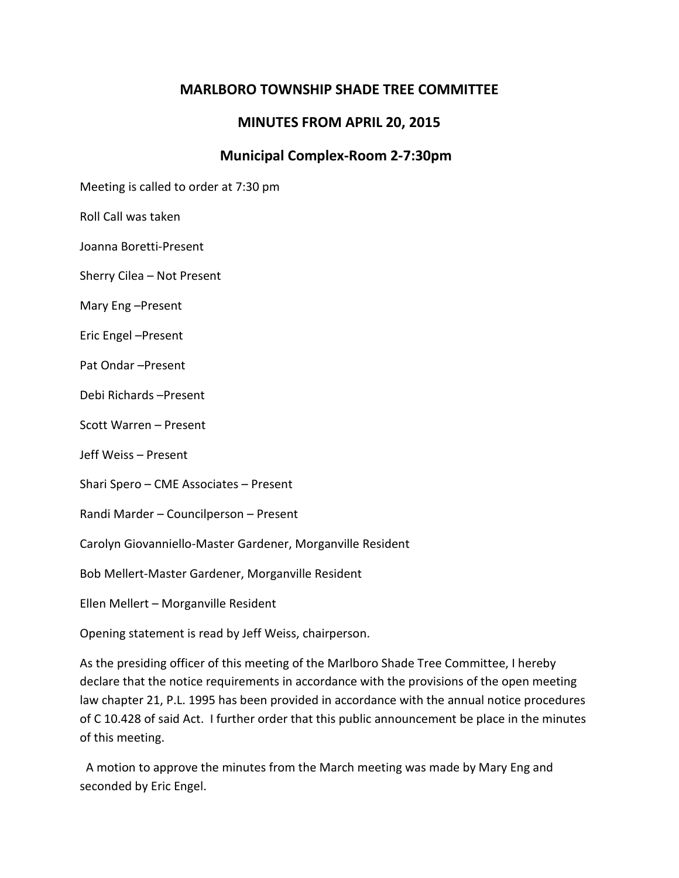# MARLBORO TOWNSHIP SHADE TREE COMMITTEE

## MINUTES FROM APRIL 20, 2015

## Municipal Complex-Room 2-7:30pm

Meeting is called to order at 7:30 pm

Roll Call was taken

Joanna Boretti-Present

Sherry Cilea – Not Present

Mary Eng –Present

Eric Engel –Present

Pat Ondar –Present

Debi Richards –Present

Scott Warren – Present

Jeff Weiss – Present

Shari Spero – CME Associates – Present

Randi Marder – Councilperson – Present

Carolyn Giovanniello-Master Gardener, Morganville Resident

Bob Mellert-Master Gardener, Morganville Resident

Ellen Mellert – Morganville Resident

Opening statement is read by Jeff Weiss, chairperson.

As the presiding officer of this meeting of the Marlboro Shade Tree Committee, I hereby declare that the notice requirements in accordance with the provisions of the open meeting law chapter 21, P.L. 1995 has been provided in accordance with the annual notice procedures of C 10.428 of said Act. I further order that this public announcement be place in the minutes of this meeting.

A motion to approve the minutes from the March meeting was made by Mary Eng and seconded by Eric Engel.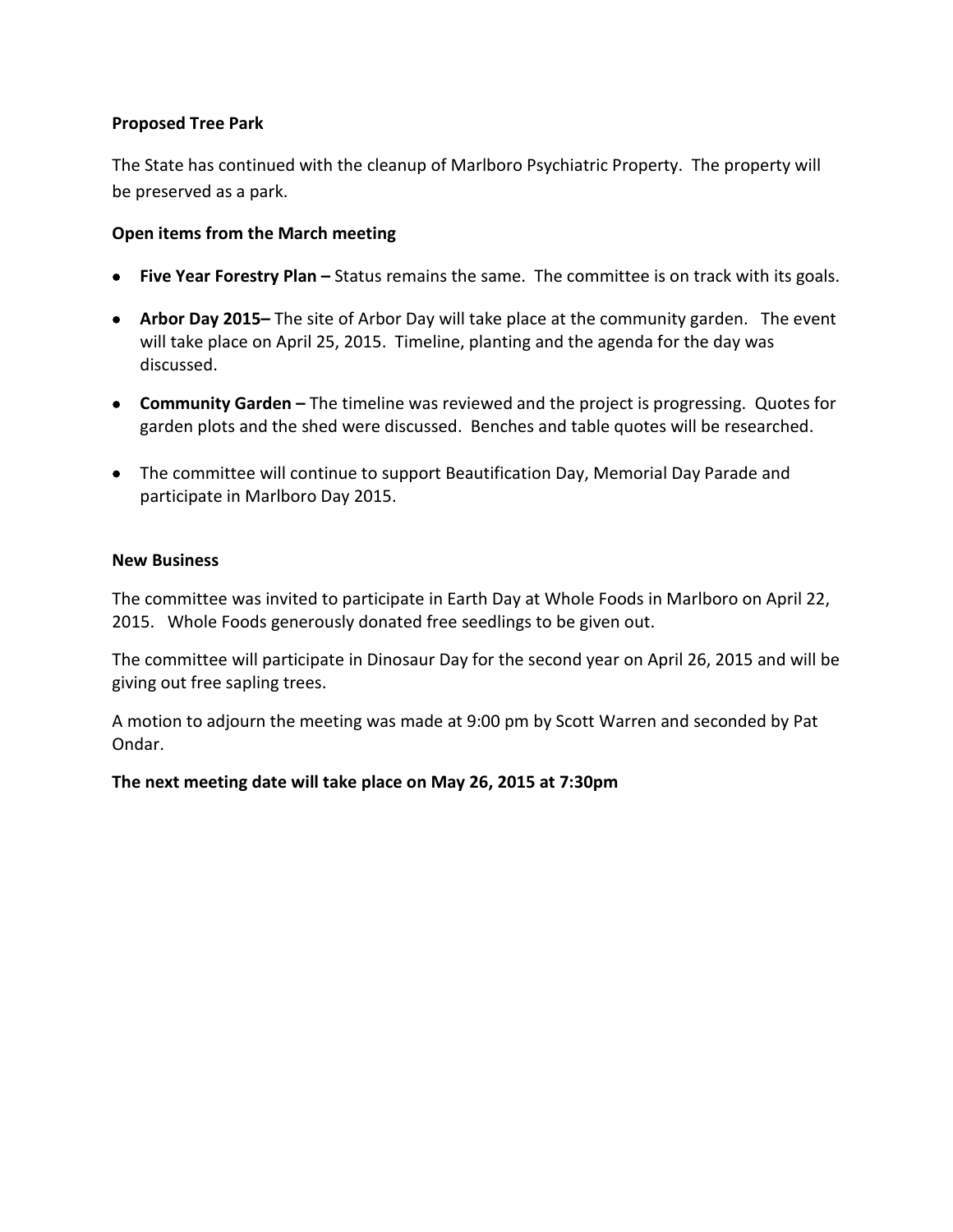**Proposed Tree Park**

The State has continued with the cleanup of Marlboro Psychiatric Property. The property will be preserved as a park.

**Open items from the March meeting**

- **Five Year Forestry Plan –** Status remains the same. The committee is on track with its goals.
- **Arbor Day 2015–** The site of Arbor Day will take place at the community garden. The event will take place on April 25, 2015. Timeline, planting and the agenda for the day was discussed.
- **Community Garden –** The timeline was reviewed and the project is progressing. Quotes for garden plots and the shed were discussed. Benches and table quotes will be researched.
- The committee will continue to support Beautification Day, Memorial Day Parade and participate in Marlboro Day 2015.

**New Business**

The committee was invited to participate in Earth Day at Whole Foods in Marlboro on April 22, 2015. Whole Foods generously donated free seedlings to be given out.

The committee will participate in Dinosaur Day for the second year on April 26, 2015 and will be giving out free sapling trees.

A motion to adjourn the meeting was made at 9:00 pm by Scott Warren and seconded by Pat Ondar.

**The next meeting date will take place on May 26, 2015 at 7:30pm**